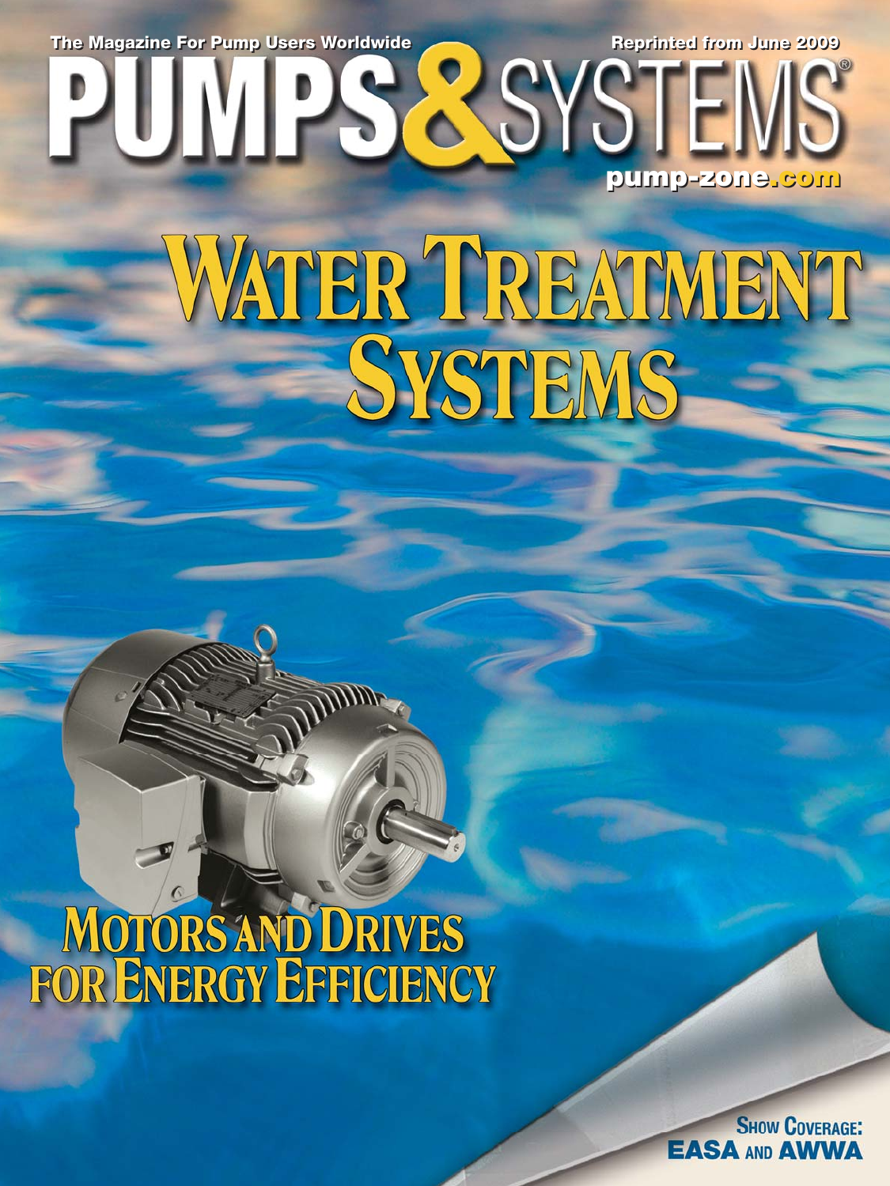The Magazine For Pump Users Worldwide

Reprinted from June 2009

# PUMPS & SYSTEMS

pump-zone.com

# WATER TREATMENT SYSTEMS

## MOTORS AND DRIVES FOR ENERGY EFFICIENCY

SHOW COVERAGE: EASA AND AWWA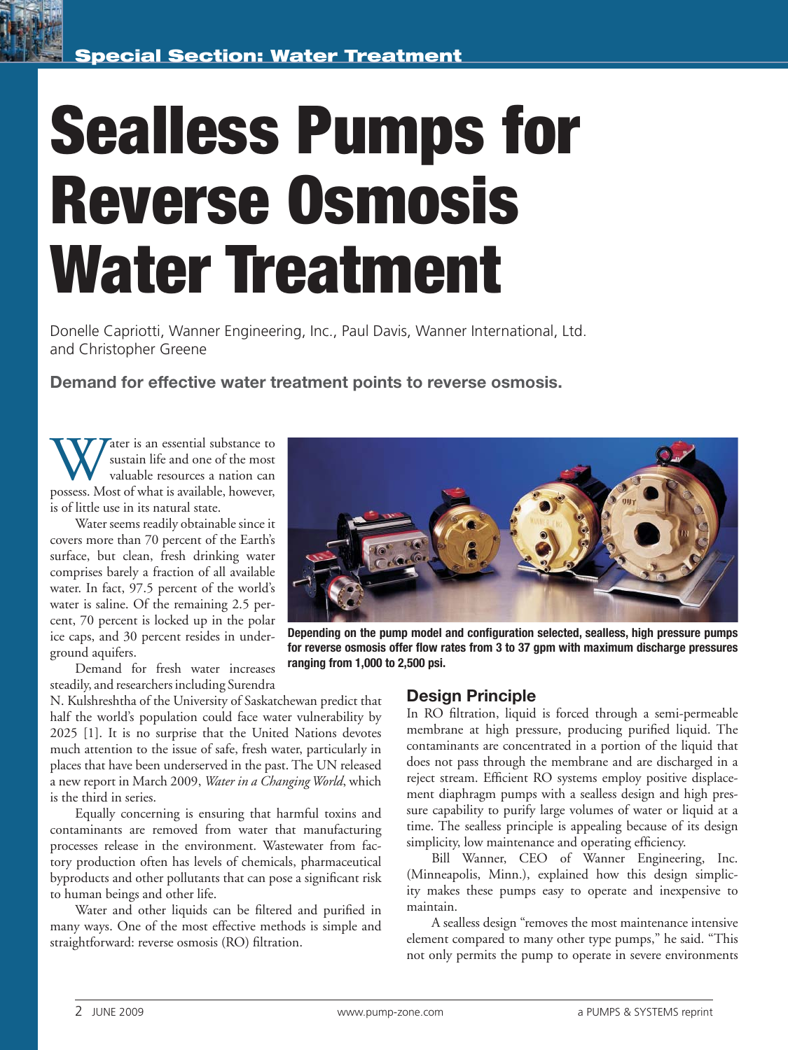Special Section: Water Treatment

# Sealless Pumps for Reverse Osmosis Water Treatment

Donelle Capriotti, Wanner Engineering, Inc., Paul Davis, Wanner International, Ltd. and Christopher Greene

**Demand for effective water treatment points to reverse osmosis.**

Water is an essential substance to sustain life and one of the most valuable resources a nation can possess. Most of what is available, however, is of little use in its natural state.

Water seems readily obtainable since it covers more than 70 percent of the Earth's surface, but clean, fresh drinking water comprises barely a fraction of all available water. In fact, 97.5 percent of the world's water is saline. Of the remaining 2.5 percent, 70 percent is locked up in the polar ice caps, and 30 percent resides in underground aquifers.

Demand for fresh water increases steadily, and researchers including Surendra N. Kulshreshtha of the University of Saskatchewan predict that half the world's population could face water vulnerability by 2025 [1]. It is no surprise that the United Nations devotes much attention to the issue of safe, fresh water, particularly in places that have been underserved in the past. The UN released a new report in March 2009, *Water in a Changing World*, which is the third in series.

Equally concerning is ensuring that harmful toxins and contaminants are removed from water that manufacturing processes release in the environment. Wastewater from factory production often has levels of chemicals, pharmaceutical byproducts and other pollutants that can pose a significant risk to human beings and other life.

Water and other liquids can be filtered and purified in many ways. One of the most effective methods is simple and straightforward: reverse osmosis (RO) filtration.

**Depending on the pump model and configuration selected, sealless, high pressure pumps for reverse osmosis offer flow rates from 3 to 37 gpm with maximum discharge pressures ranging from 1,000 to 2,500 psi.**

## Design Principle

In RO filtration, liquid is forced through a semi-permeable membrane at high pressure, producing purified liquid. The contaminants are concentrated in a portion of the liquid that does not pass through the membrane and are discharged in a reject stream. Efficient RO systems employ positive displacement diaphragm pumps with a sealless design and high pressure capability to purify large volumes of water or liquid at a time. The sealless principle is appealing because of its design simplicity, low maintenance and operating efficiency.

Bill Wanner, CEO of Wanner Engineering, Inc. (Minneapolis, Minn.), explained how this design simplicity makes these pumps easy to operate and inexpensive to maintain.

A sealless design "removes the most maintenance intensive element compared to many other type pumps," he said. "This not only permits the pump to operate in severe environments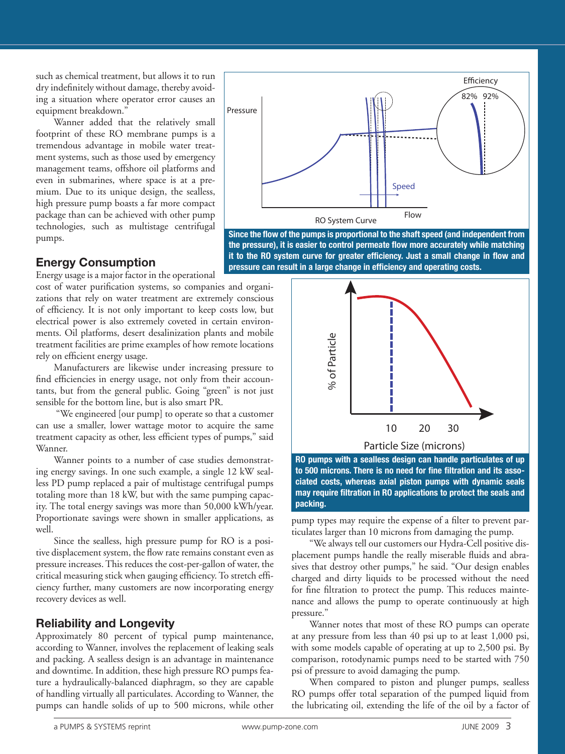such as chemical treatment, but allows it to run dry indefinitely without damage, thereby avoiding a situation where operator error causes an equipment breakdown."

Wanner added that the relatively small footprint of these RO membrane pumps is a tremendous advantage in mobile water treatment systems, such as those used by emergency management teams, offshore oil platforms and even in submarines, where space is at a premium. Due to its unique design, the sealless, high pressure pump boasts a far more compact package than can be achieved with other pump technologies, such as multistage centrifugal pumps.

**Since the flow of the pumps is proportional to the shaft speed (and independent from the pressure), it is easier to control permeate flow more accurately while matching it to the RO system curve for greater efficiency. Just a small change in flow and pressure can result in a large change in efficiency and operating costs.**

## Energy Consumption

Energy usage is a major factor in the operational cost of water purification systems, so companies and organizations that rely on water treatment are extremely conscious of efficiency. It is not only important to keep costs low, but electrical power is also extremely coveted in certain environments. Oil platforms, desert desalinization plants and mobile treatment facilities are prime examples of how remote locations rely on efficient energy usage.

Manufacturers are likewise under increasing pressure to find efficiencies in energy usage, not only from their accountants, but from the general public. Going "green" is not just sensible for the bottom line, but is also smart PR.

"We engineered [our pump] to operate so that a customer can use a smaller, lower wattage motor to acquire the same treatment capacity as other, less efficient types of pumps," said Wanner.

Wanner points to a number of case studies demonstrating energy savings. In one such example, a single 12 kW sealless PD pump replaced a pair of multistage centrifugal pumps totaling more than 18 kW, but with the same pumping capacity. The total energy savings was more than 50,000 kWh/year. Proportionate savings were shown in smaller applications, as well.

Since the sealless, high pressure pump for RO is a positive displacement system, the flow rate remains constant even as pressure increases. This reduces the cost-per-gallon of water, the critical measuring stick when gauging efficiency. To stretch efficiency further, many customers are now incorporating energy recovery devices as well.

## Reliability and Longevity

Approximately 80 percent of typical pump maintenance, according to Wanner, involves the replacement of leaking seals and packing. A sealless design is an advantage in maintenance and downtime. In addition, these high pressure RO pumps feature a hydraulically-balanced diaphragm, so they are capable of handling virtually all particulates. According to Wanner, the pumps can handle solids of up to 500 microns, while other pump types may require the expense of a filter to prevent particulates larger than 10 microns from damaging the pump.

**RO pumps with a sealless design can handle particulates of up to 500 microns. There is no need for fine filtration and its associated costs, whereas axial piston pumps with dynamic seals may require filtration in RO applications to protect the seals and packing.**

"We always tell our customers our Hydra-Cell positive displacement pumps handle the really miserable fluids and abrasives that destroy other pumps," he said. "Our design enables charged and dirty liquids to be processed without the need for fine filtration to protect the pump. This reduces maintenance and allows the pump to operate continuously at high pressure."

Wanner notes that most of these RO pumps can operate at any pressure from less than 40 psi up to at least 1,000 psi, with some models capable of operating at up to 2,500 psi. By comparison, rotodynamic pumps need to be started with 750 psi of pressure to avoid damaging the pump.

When compared to piston and plunger pumps, sealless RO pumps offer total separation of the pumped liquid from the lubricating oil, extending the life of the oil by a factor of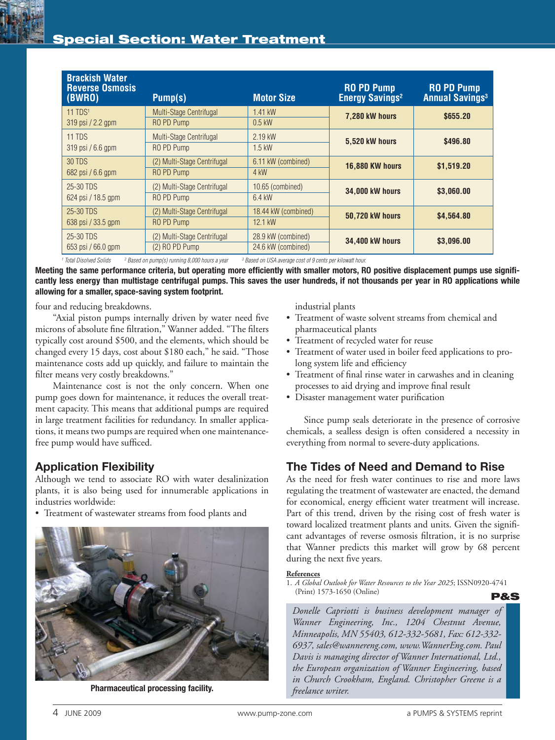| Brackish Water Reverse Osmosis (BWRO) | Pump(s) | Motor Size | RO PD Pump Energy Savings[2] | RO PD Pump Annual Savings[3] |
|---|---|---|---|---|
| 11 TDS[1] 319 psi / 2.2 gpm | Multi-Stage Centrifugal | 1.41 kW | 7,280 kW hours | $655.20 |
| | RO PD Pump | 0.5 kW | | |
| 11 TDS 319 psi / 6.6 gpm | Multi-Stage Centrifugal | 2.19 kW | 5,520 kW hours | $496.80 |
| | RO PD Pump | 1.5 kW | | |
| 30 TDS 682 psi / 6.6 gpm | (2) Multi-Stage Centrifugal | 6.11 kW (combined) | 16,880 KW hours | $1,519.20 |
| | RO PD Pump | 4 kW | | |
| 25-30 TDS 624 psi / 18.5 gpm | (2) Multi-Stage Centrifugal | 10.65 (combined) | 34,000 kW hours | $3,060.00 |
| | RO PD Pump | 6.4 kW | | |
| 25-30 TDS 638 psi / 33.5 gpm | (2) Multi-Stage Centrifugal | 18.44 kW (combined) | 50,720 kW hours | $4,564.80 |
| | RO PD Pump | 12.1 kW | | |
| 25-30 TDS 653 psi / 66.0 gpm | (2) Multi-Stage Centrifugal | 28.9 kW (combined) | 34,400 kW hours | $3,096.00 |
| | (2) RO PD Pump | 24.6 kW (combined) | | |

[1] Total Disolved Solids [2] Based on pump(s) running 8,000 hours a year [3] Based on USA average cost of 9 cents per kilowatt hour.

**Meeting the same performance criteria, but operating more efficiently with smaller motors, RO positive displacement pumps use significantly less energy than multistage centrifugal pumps. This saves the user hundreds, if not thousands per year in RO applications while allowing for a smaller, space-saving system footprint.**

four and reducing breakdowns.

"Axial piston pumps internally driven by water need five microns of absolute fine filtration," Wanner added. "The filters typically cost around $500, and the elements, which should be changed every 15 days, cost about $180 each," he said. "Those maintenance costs add up quickly, and failure to maintain the filter means very costly breakdowns."

Maintenance cost is not the only concern. When one pump goes down for maintenance, it reduces the overall treatment capacity. This means that additional pumps are required in large treatment facilities for redundancy. In smaller applications, it means two pumps are required when one maintenance-free pump would have sufficed.

## Application Flexibility

Although we tend to associate RO with water desalinization plants, it is also being used for innumerable applications in industries worldwide:

- Treatment of wastewater streams from food plants and industrial plants
- Treatment of waste solvent streams from chemical and pharmaceutical plants
- Treatment of recycled water for reuse
- Treatment of water used in boiler feed applications to prolong system life and efficiency
- Treatment of final rinse water in carwashes and in cleaning processes to aid drying and improve final result
- Disaster management water purification

**Pharmaceutical processing facility.**

Since pump seals deteriorate in the presence of corrosive chemicals, a sealless design is often considered a necessity in everything from normal to severe-duty applications.

## The Tides of Need and Demand to Rise

As the need for fresh water continues to rise and more laws regulating the treatment of wastewater are enacted, the demand for economical, energy efficient water treatment will increase. Part of this trend, driven by the rising cost of fresh water is toward localized treatment plants and units. Given the significant advantages of reverse osmosis filtration, it is no surprise that Wanner predicts this market will grow by 68 percent during the next five years.

**References**

1. *A Global Outlook for Water Resources to the Year 2025*; ISSN0920-4741 (Print) 1573-1650 (Online)

**P&S**

*Donelle Capriotti is business development manager of Wanner Engineering, Inc., 1204 Chestnut Avenue, Minneapolis, MN 55403, 612-332-5681, Fax: 612-332-6937, sales@wannereng.com, www.WannerEng.com. Paul Davis is managing director of Wanner International, Ltd., the European organization of Wanner Engineering, based in Church Crookham, England. Christopher Greene is a freelance writer.*